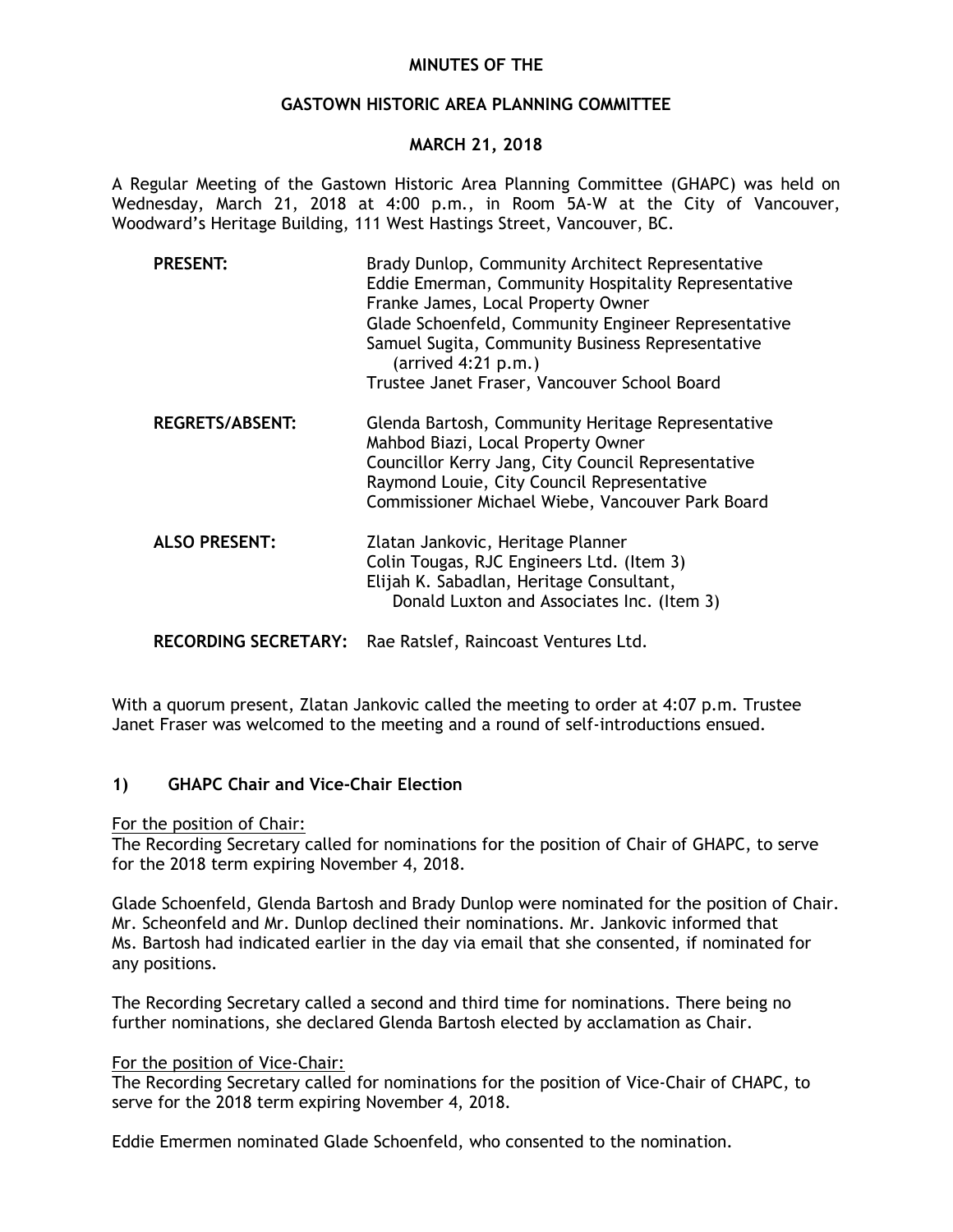**MINUTES OF THE**

**GASTOWN HISTORIC AREA PLANNING COMMITTEE**

**MARCH 21, 2018**

A Regular Meeting of the Gastown Historic Area Planning Committee (GHAPC) was held on Wednesday, March 21, 2018 at 4:00 p.m., in Room 5A-W at the City of Vancouver, Woodward's Heritage Building, 111 West Hastings Street, Vancouver, BC.

| | |
|---|---|
| **PRESENT:** | Brady Dunlop, Community Architect Representative<br>Eddie Emerman, Community Hospitality Representative<br>Franke James, Local Property Owner<br>Glade Schoenfeld, Community Engineer Representative<br>Samuel Sugita, Community Business Representative (arrived 4:21 p.m.)<br>Trustee Janet Fraser, Vancouver School Board |
| **REGRETS/ABSENT:** | Glenda Bartosh, Community Heritage Representative<br>Mahbod Biazi, Local Property Owner<br>Councillor Kerry Jang, City Council Representative<br>Raymond Louie, City Council Representative<br>Commissioner Michael Wiebe, Vancouver Park Board |
| **ALSO PRESENT:** | Zlatan Jankovic, Heritage Planner<br>Colin Tougas, RJC Engineers Ltd. (Item 3)<br>Elijah K. Sabadlan, Heritage Consultant, Donald Luxton and Associates Inc. (Item 3) |
| **RECORDING SECRETARY:** | Rae Ratslef, Raincoast Ventures Ltd. |

With a quorum present, Zlatan Jankovic called the meeting to order at 4:07 p.m. Trustee Janet Fraser was welcomed to the meeting and a round of self-introductions ensued.

## 1) GHAPC Chair and Vice-Chair Election

For the position of Chair:
The Recording Secretary called for nominations for the position of Chair of GHAPC, to serve for the 2018 term expiring November 4, 2018.

Glade Schoenfeld, Glenda Bartosh and Brady Dunlop were nominated for the position of Chair. Mr. Scheonfeld and Mr. Dunlop declined their nominations. Mr. Jankovic informed that Ms. Bartosh had indicated earlier in the day via email that she consented, if nominated for any positions.

The Recording Secretary called a second and third time for nominations. There being no further nominations, she declared Glenda Bartosh elected by acclamation as Chair.

For the position of Vice-Chair:
The Recording Secretary called for nominations for the position of Vice-Chair of CHAPC, to serve for the 2018 term expiring November 4, 2018.

Eddie Emermen nominated Glade Schoenfeld, who consented to the nomination.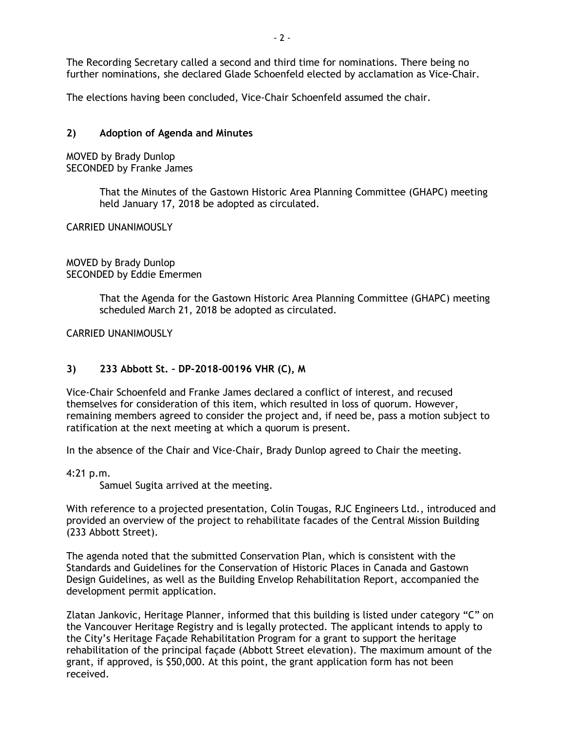The Recording Secretary called a second and third time for nominations. There being no further nominations, she declared Glade Schoenfeld elected by acclamation as Vice-Chair.

The elections having been concluded, Vice-Chair Schoenfeld assumed the chair.

### 2) Adoption of Agenda and Minutes

MOVED by Brady Dunlop
SECONDED by Franke James

> That the Minutes of the Gastown Historic Area Planning Committee (GHAPC) meeting held January 17, 2018 be adopted as circulated.

CARRIED UNANIMOUSLY

MOVED by Brady Dunlop
SECONDED by Eddie Emermen

> That the Agenda for the Gastown Historic Area Planning Committee (GHAPC) meeting scheduled March 21, 2018 be adopted as circulated.

CARRIED UNANIMOUSLY

### 3) 233 Abbott St. – DP-2018-00196 VHR (C), M

Vice-Chair Schoenfeld and Franke James declared a conflict of interest, and recused themselves for consideration of this item, which resulted in loss of quorum. However, remaining members agreed to consider the project and, if need be, pass a motion subject to ratification at the next meeting at which a quorum is present.

In the absence of the Chair and Vice-Chair, Brady Dunlop agreed to Chair the meeting.

4:21 p.m.
Samuel Sugita arrived at the meeting.

With reference to a projected presentation, Colin Tougas, RJC Engineers Ltd., introduced and provided an overview of the project to rehabilitate facades of the Central Mission Building (233 Abbott Street).

The agenda noted that the submitted Conservation Plan, which is consistent with the Standards and Guidelines for the Conservation of Historic Places in Canada and Gastown Design Guidelines, as well as the Building Envelop Rehabilitation Report, accompanied the development permit application.

Zlatan Jankovic, Heritage Planner, informed that this building is listed under category "C" on the Vancouver Heritage Registry and is legally protected. The applicant intends to apply to the City's Heritage Façade Rehabilitation Program for a grant to support the heritage rehabilitation of the principal façade (Abbott Street elevation). The maximum amount of the grant, if approved, is $50,000. At this point, the grant application form has not been received.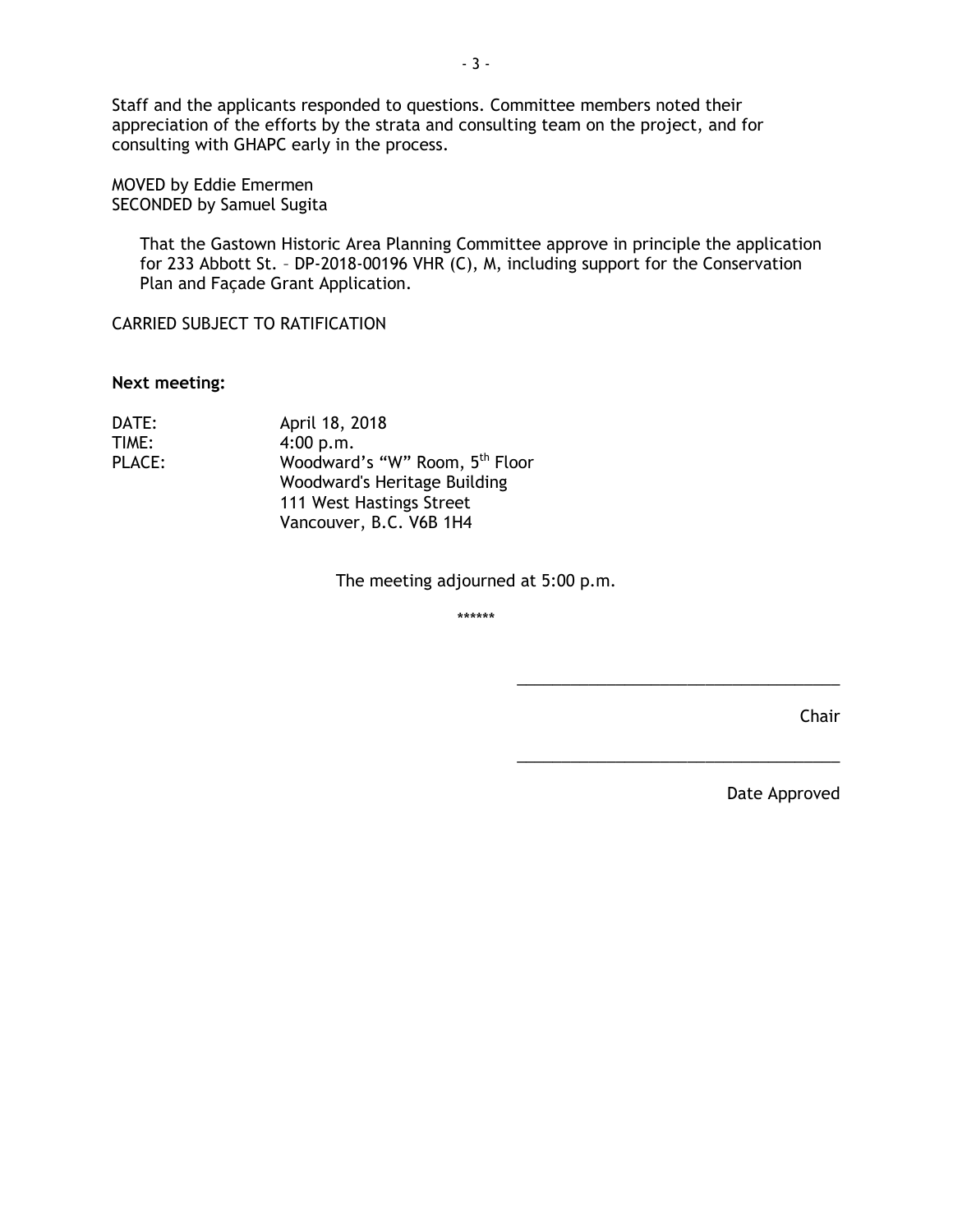Staff and the applicants responded to questions. Committee members noted their appreciation of the efforts by the strata and consulting team on the project, and for consulting with GHAPC early in the process.

MOVED by Eddie Emermen
SECONDED by Samuel Sugita

> That the Gastown Historic Area Planning Committee approve in principle the application for 233 Abbott St. – DP-2018-00196 VHR (C), M, including support for the Conservation Plan and Façade Grant Application.

CARRIED SUBJECT TO RATIFICATION

**Next meeting:**

| | |
|---|---|
| DATE: | April 18, 2018 |
| TIME: | 4:00 p.m. |
| PLACE: | Woodward's "W" Room, 5th Floor<br>Woodward's Heritage Building<br>111 West Hastings Street<br>Vancouver, B.C. V6B 1H4 |

The meeting adjourned at 5:00 p.m.

\*\*\*\*\*\*

\_\_\_\_\_\_\_\_\_\_\_\_\_\_\_\_\_\_\_\_\_\_\_\_\_\_\_\_\_\_\_\_\_\_\_\_

Chair

\_\_\_\_\_\_\_\_\_\_\_\_\_\_\_\_\_\_\_\_\_\_\_\_\_\_\_\_\_\_\_\_\_\_\_\_

Date Approved